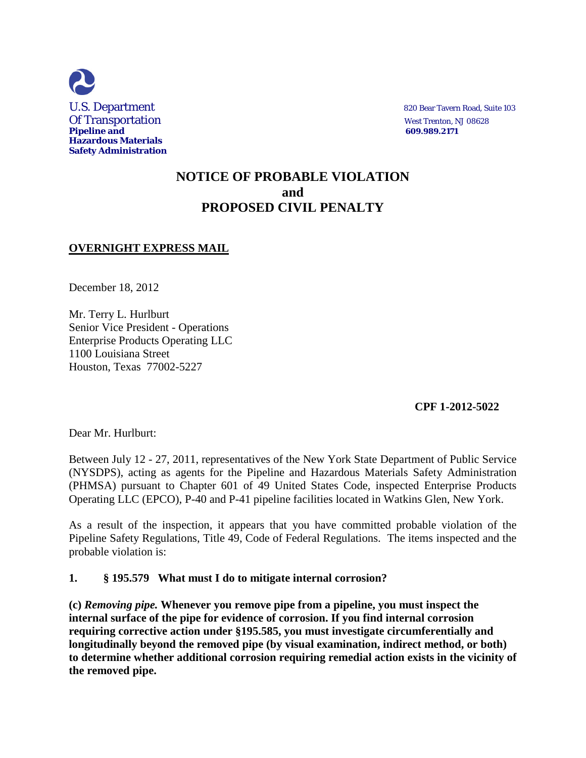U.S. Department
Of Transportation
**Pipeline and**
**Hazardous Materials**
**Safety Administration**

820 Bear Tavern Road, Suite 103
West Trenton, NJ 08628
**609.989.2171**

# NOTICE OF PROBABLE VIOLATION
# and
# PROPOSED CIVIL PENALTY

**OVERNIGHT EXPRESS MAIL**

December 18, 2012

Mr. Terry L. Hurlburt
Senior Vice President - Operations
Enterprise Products Operating LLC
1100 Louisiana Street
Houston, Texas 77002-5227

**CPF 1-2012-5022**

Dear Mr. Hurlburt:

Between July 12 - 27, 2011, representatives of the New York State Department of Public Service (NYSDPS), acting as agents for the Pipeline and Hazardous Materials Safety Administration (PHMSA) pursuant to Chapter 601 of 49 United States Code, inspected Enterprise Products Operating LLC (EPCO), P-40 and P-41 pipeline facilities located in Watkins Glen, New York.

As a result of the inspection, it appears that you have committed probable violation of the Pipeline Safety Regulations, Title 49, Code of Federal Regulations. The items inspected and the probable violation is:

**1. § 195.579 What must I do to mitigate internal corrosion?**

**(c)** ***Removing pipe.*** **Whenever you remove pipe from a pipeline, you must inspect the internal surface of the pipe for evidence of corrosion. If you find internal corrosion requiring corrective action under §195.585, you must investigate circumferentially and longitudinally beyond the removed pipe (by visual examination, indirect method, or both) to determine whether additional corrosion requiring remedial action exists in the vicinity of the removed pipe.**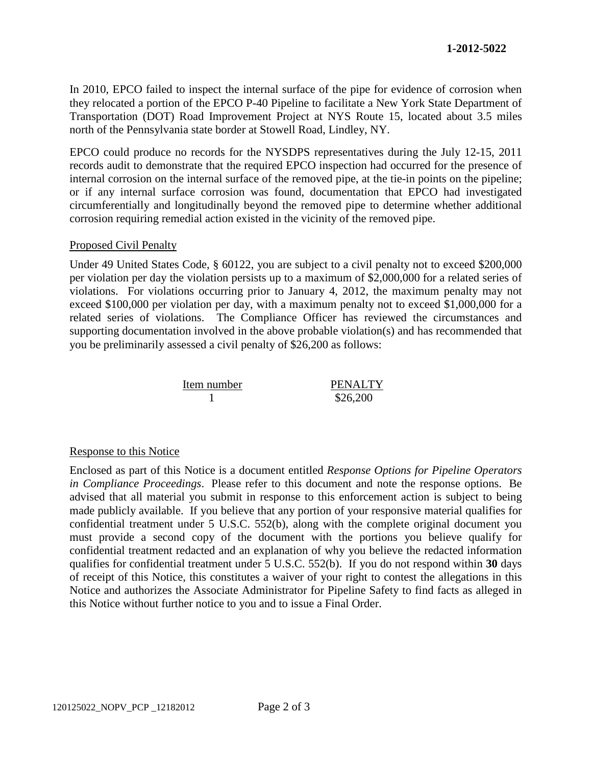In 2010, EPCO failed to inspect the internal surface of the pipe for evidence of corrosion when they relocated a portion of the EPCO P-40 Pipeline to facilitate a New York State Department of Transportation (DOT) Road Improvement Project at NYS Route 15, located about 3.5 miles north of the Pennsylvania state border at Stowell Road, Lindley, NY.

EPCO could produce no records for the NYSDPS representatives during the July 12-15, 2011 records audit to demonstrate that the required EPCO inspection had occurred for the presence of internal corrosion on the internal surface of the removed pipe, at the tie-in points on the pipeline; or if any internal surface corrosion was found, documentation that EPCO had investigated circumferentially and longitudinally beyond the removed pipe to determine whether additional corrosion requiring remedial action existed in the vicinity of the removed pipe.

Proposed Civil Penalty

Under 49 United States Code, § 60122, you are subject to a civil penalty not to exceed $200,000 per violation per day the violation persists up to a maximum of $2,000,000 for a related series of violations. For violations occurring prior to January 4, 2012, the maximum penalty may not exceed $100,000 per violation per day, with a maximum penalty not to exceed $1,000,000 for a related series of violations. The Compliance Officer has reviewed the circumstances and supporting documentation involved in the above probable violation(s) and has recommended that you be preliminarily assessed a civil penalty of $26,200 as follows:

| Item number | PENALTY |
|---|---|
| 1 | $26,200 |

Response to this Notice

Enclosed as part of this Notice is a document entitled *Response Options for Pipeline Operators in Compliance Proceedings*. Please refer to this document and note the response options. Be advised that all material you submit in response to this enforcement action is subject to being made publicly available. If you believe that any portion of your responsive material qualifies for confidential treatment under 5 U.S.C. 552(b), along with the complete original document you must provide a second copy of the document with the portions you believe qualify for confidential treatment redacted and an explanation of why you believe the redacted information qualifies for confidential treatment under 5 U.S.C. 552(b). If you do not respond within **30** days of receipt of this Notice, this constitutes a waiver of your right to contest the allegations in this Notice and authorizes the Associate Administrator for Pipeline Safety to find facts as alleged in this Notice without further notice to you and to issue a Final Order.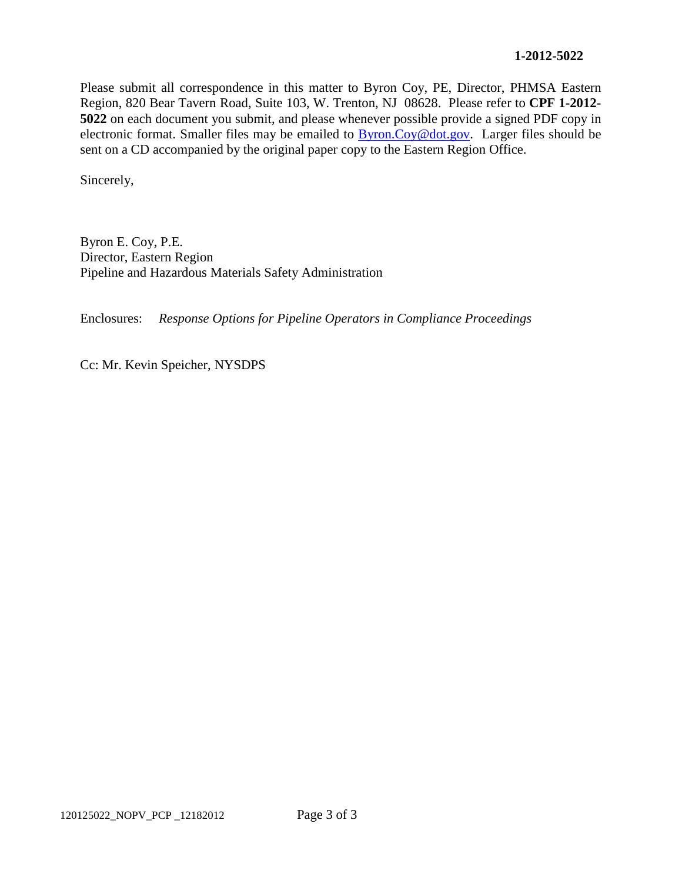Please submit all correspondence in this matter to Byron Coy, PE, Director, PHMSA Eastern Region, 820 Bear Tavern Road, Suite 103, W. Trenton, NJ 08628. Please refer to **CPF 1-2012-5022** on each document you submit, and please whenever possible provide a signed PDF copy in electronic format. Smaller files may be emailed to Byron.Coy@dot.gov. Larger files should be sent on a CD accompanied by the original paper copy to the Eastern Region Office.

Sincerely,

Byron E. Coy, P.E.
Director, Eastern Region
Pipeline and Hazardous Materials Safety Administration

Enclosures: *Response Options for Pipeline Operators in Compliance Proceedings*

Cc: Mr. Kevin Speicher, NYSDPS